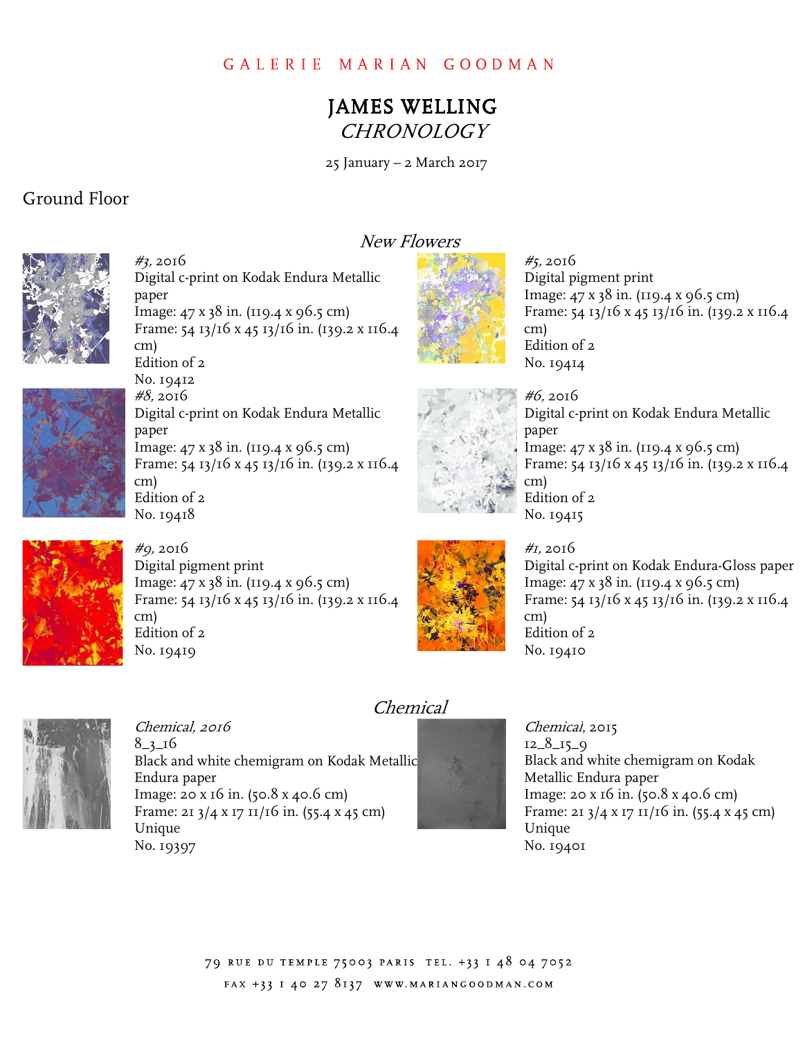GALERIE MARIAN GOODMAN

# JAMES WELLING
## *CHRONOLOGY*

25 January – 2 March 2017

## Ground Floor

### *New Flowers*

*#3,* 2016
Digital c-print on Kodak Endura Metallic paper
Image: 47 x 38 in. (119.4 x 96.5 cm)
Frame: 54 13/16 x 45 13/16 in. (139.2 x 116.4 cm)
Edition of 2
No. 19412

*#5,* 2016
Digital pigment print
Image: 47 x 38 in. (119.4 x 96.5 cm)
Frame: 54 13/16 x 45 13/16 in. (139.2 x 116.4 cm)
Edition of 2
No. 19414

*#8,* 2016
Digital c-print on Kodak Endura Metallic paper
Image: 47 x 38 in. (119.4 x 96.5 cm)
Frame: 54 13/16 x 45 13/16 in. (139.2 x 116.4 cm)
Edition of 2
No. 19418

*#6,* 2016
Digital c-print on Kodak Endura Metallic paper
Image: 47 x 38 in. (119.4 x 96.5 cm)
Frame: 54 13/16 x 45 13/16 in. (139.2 x 116.4 cm)
Edition of 2
No. 19415

*#9,* 2016
Digital pigment print
Image: 47 x 38 in. (119.4 x 96.5 cm)
Frame: 54 13/16 x 45 13/16 in. (139.2 x 116.4 cm)
Edition of 2
No. 19419

*#1,* 2016
Digital c-print on Kodak Endura-Gloss paper
Image: 47 x 38 in. (119.4 x 96.5 cm)
Frame: 54 13/16 x 45 13/16 in. (139.2 x 116.4 cm)
Edition of 2
No. 19410

### *Chemical*

*Chemical, 2016*
8_3_16
Black and white chemigram on Kodak Metallic Endura paper
Image: 20 x 16 in. (50.8 x 40.6 cm)
Frame: 21 3/4 x 17 11/16 in. (55.4 x 45 cm)
Unique
No. 19397

*Chemical*, 2015
12_8_15_9
Black and white chemigram on Kodak Metallic Endura paper
Image: 20 x 16 in. (50.8 x 40.6 cm)
Frame: 21 3/4 x 17 11/16 in. (55.4 x 45 cm)
Unique
No. 19401

79 RUE DU TEMPLE 75003 PARIS TEL. +33 1 48 04 7052
FAX +33 1 40 27 8137 WWW.MARIANGOODMAN.COM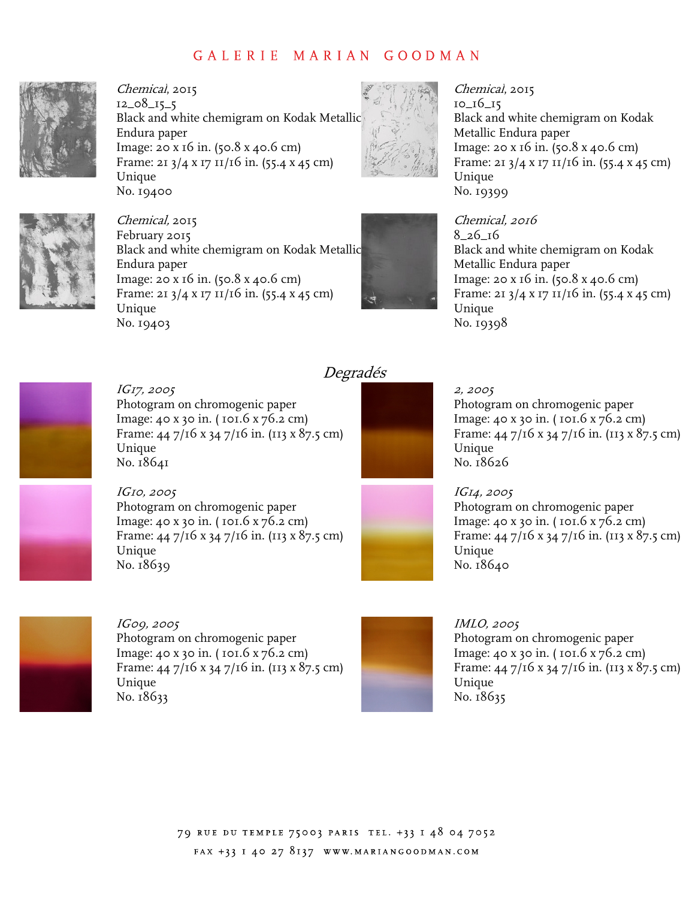# GALERIE MARIAN GOODMAN

*Chemical*, 2015
12_08_15_5
Black and white chemigram on Kodak Metallic Endura paper
Image: 20 x 16 in. (50.8 x 40.6 cm)
Frame: 21 3/4 x 17 11/16 in. (55.4 x 45 cm)
Unique
No. 19400

*Chemical*, 2015
10_16_15
Black and white chemigram on Kodak Metallic Endura paper
Image: 20 x 16 in. (50.8 x 40.6 cm)
Frame: 21 3/4 x 17 11/16 in. (55.4 x 45 cm)
Unique
No. 19399

*Chemical,* 2015
February 2015
Black and white chemigram on Kodak Metallic Endura paper
Image: 20 x 16 in. (50.8 x 40.6 cm)
Frame: 21 3/4 x 17 11/16 in. (55.4 x 45 cm)
Unique
No. 19403

*Chemical, 2016*
8_26_16
Black and white chemigram on Kodak Metallic Endura paper
Image: 20 x 16 in. (50.8 x 40.6 cm)
Frame: 21 3/4 x 17 11/16 in. (55.4 x 45 cm)
Unique
No. 19398

## *Degradés*

*IG17, 2005*
Photogram on chromogenic paper
Image: 40 x 30 in. ( 101.6 x 76.2 cm)
Frame: 44 7/16 x 34 7/16 in. (113 x 87.5 cm)
Unique
No. 18641

*2, 2005*
Photogram on chromogenic paper
Image: 40 x 30 in. ( 101.6 x 76.2 cm)
Frame: 44 7/16 x 34 7/16 in. (113 x 87.5 cm)
Unique
No. 18626

*IG10, 2005*
Photogram on chromogenic paper
Image: 40 x 30 in. ( 101.6 x 76.2 cm)
Frame: 44 7/16 x 34 7/16 in. (113 x 87.5 cm)
Unique
No. 18639

*IG14, 2005*
Photogram on chromogenic paper
Image: 40 x 30 in. ( 101.6 x 76.2 cm)
Frame: 44 7/16 x 34 7/16 in. (113 x 87.5 cm)
Unique
No. 18640

*IG09, 2005*
Photogram on chromogenic paper
Image: 40 x 30 in. ( 101.6 x 76.2 cm)
Frame: 44 7/16 x 34 7/16 in. (113 x 87.5 cm)
Unique
No. 18633

*IMLO, 2005*
Photogram on chromogenic paper
Image: 40 x 30 in. ( 101.6 x 76.2 cm)
Frame: 44 7/16 x 34 7/16 in. (113 x 87.5 cm)
Unique
No. 18635

79 RUE DU TEMPLE 75003 PARIS TEL. +33 1 48 04 7052
FAX +33 1 40 27 8137 WWW.MARIANGOODMAN.COM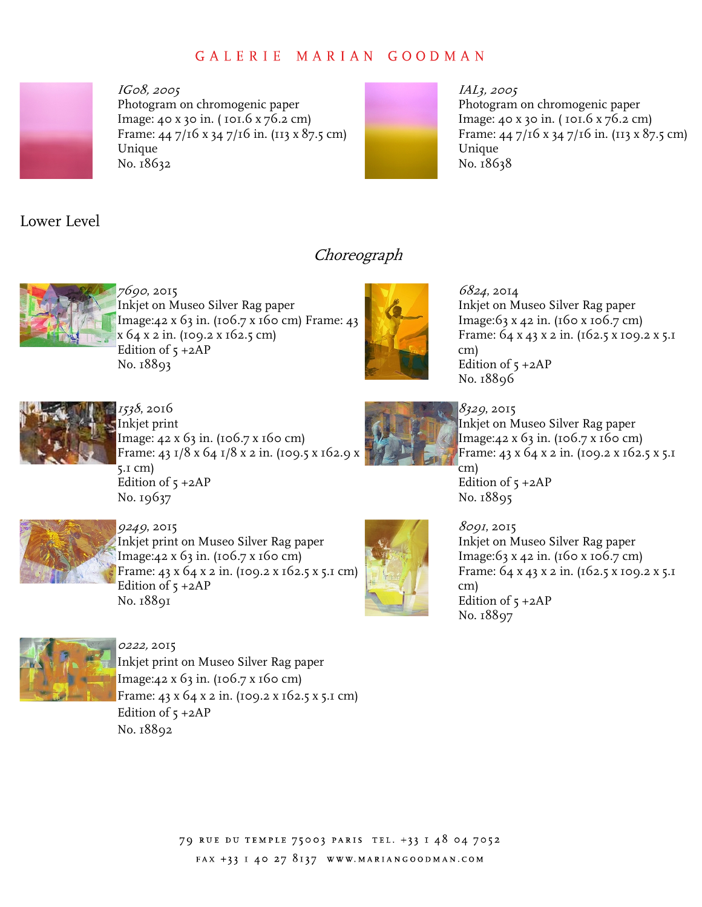# GALERIE MARIAN GOODMAN

*IG08, 2005*
Photogram on chromogenic paper
Image: 40 x 30 in. ( 101.6 x 76.2 cm)
Frame: 44 7/16 x 34 7/16 in. (113 x 87.5 cm)
Unique
No. 18632

*IAL3, 2005*
Photogram on chromogenic paper
Image: 40 x 30 in. ( 101.6 x 76.2 cm)
Frame: 44 7/16 x 34 7/16 in. (113 x 87.5 cm)
Unique
No. 18638

## Lower Level

### *Choreograph*

*7690*, 2015
Inkjet on Museo Silver Rag paper
Image:42 x 63 in. (106.7 x 160 cm) Frame: 43 x 64 x 2 in. (109.2 x 162.5 cm)
Edition of 5 +2AP
No. 18893

*6824*, 2014
Inkjet on Museo Silver Rag paper
Image:63 x 42 in. (160 x 106.7 cm)
Frame: 64 x 43 x 2 in. (162.5 x 109.2 x 5.1 cm)
Edition of 5 +2AP
No. 18896

*1538*, 2016
Inkjet print
Image: 42 x 63 in. (106.7 x 160 cm)
Frame: 43 1/8 x 64 1/8 x 2 in. (109.5 x 162.9 x 5.1 cm)
Edition of 5 +2AP
No. 19637

*8329*, 2015
Inkjet on Museo Silver Rag paper
Image:42 x 63 in. (106.7 x 160 cm)
Frame: 43 x 64 x 2 in. (109.2 x 162.5 x 5.1 cm)
Edition of 5 +2AP
No. 18895

*9249*, 2015
Inkjet print on Museo Silver Rag paper
Image:42 x 63 in. (106.7 x 160 cm)
Frame: 43 x 64 x 2 in. (109.2 x 162.5 x 5.1 cm)
Edition of 5 +2AP
No. 18891

*8091*, 2015
Inkjet on Museo Silver Rag paper
Image:63 x 42 in. (160 x 106.7 cm)
Frame: 64 x 43 x 2 in. (162.5 x 109.2 x 5.1 cm)
Edition of 5 +2AP
No. 18897

*0222*, 2015
Inkjet print on Museo Silver Rag paper
Image:42 x 63 in. (106.7 x 160 cm)
Frame: 43 x 64 x 2 in. (109.2 x 162.5 x 5.1 cm)
Edition of 5 +2AP
No. 18892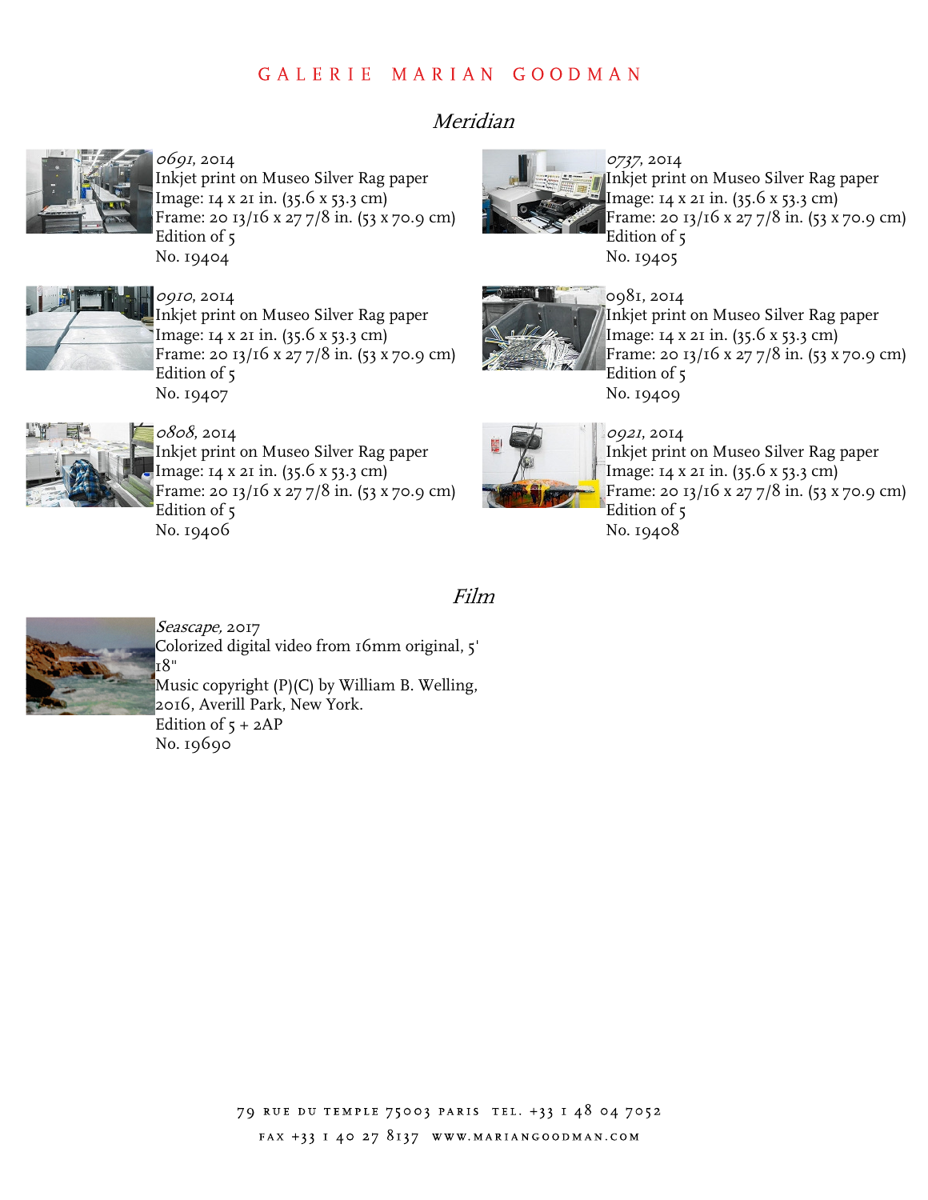GALERIE MARIAN GOODMAN

## *Meridian*

*0691*, 2014
Inkjet print on Museo Silver Rag paper
Image: 14 x 21 in. (35.6 x 53.3 cm)
Frame: 20 13/16 x 27 7/8 in. (53 x 70.9 cm)
Edition of 5
No. 19404

*0737*, 2014
Inkjet print on Museo Silver Rag paper
Image: 14 x 21 in. (35.6 x 53.3 cm)
Frame: 20 13/16 x 27 7/8 in. (53 x 70.9 cm)
Edition of 5
No. 19405

*0910*, 2014
Inkjet print on Museo Silver Rag paper
Image: 14 x 21 in. (35.6 x 53.3 cm)
Frame: 20 13/16 x 27 7/8 in. (53 x 70.9 cm)
Edition of 5
No. 19407

0981, 2014
Inkjet print on Museo Silver Rag paper
Image: 14 x 21 in. (35.6 x 53.3 cm)
Frame: 20 13/16 x 27 7/8 in. (53 x 70.9 cm)
Edition of 5
No. 19409

*0808*, 2014
Inkjet print on Museo Silver Rag paper
Image: 14 x 21 in. (35.6 x 53.3 cm)
Frame: 20 13/16 x 27 7/8 in. (53 x 70.9 cm)
Edition of 5
No. 19406

*0921*, 2014
Inkjet print on Museo Silver Rag paper
Image: 14 x 21 in. (35.6 x 53.3 cm)
Frame: 20 13/16 x 27 7/8 in. (53 x 70.9 cm)
Edition of 5
No. 19408

## *Film*

*Seascape,* 2017
Colorized digital video from 16mm original, 5' 18"
Music copyright (P)(C) by William B. Welling, 2016, Averill Park, New York.
Edition of 5 + 2AP
No. 19690

79 RUE DU TEMPLE 75003 PARIS TEL. +33 1 48 04 7052
FAX +33 1 40 27 8137 WWW.MARIANGOODMAN.COM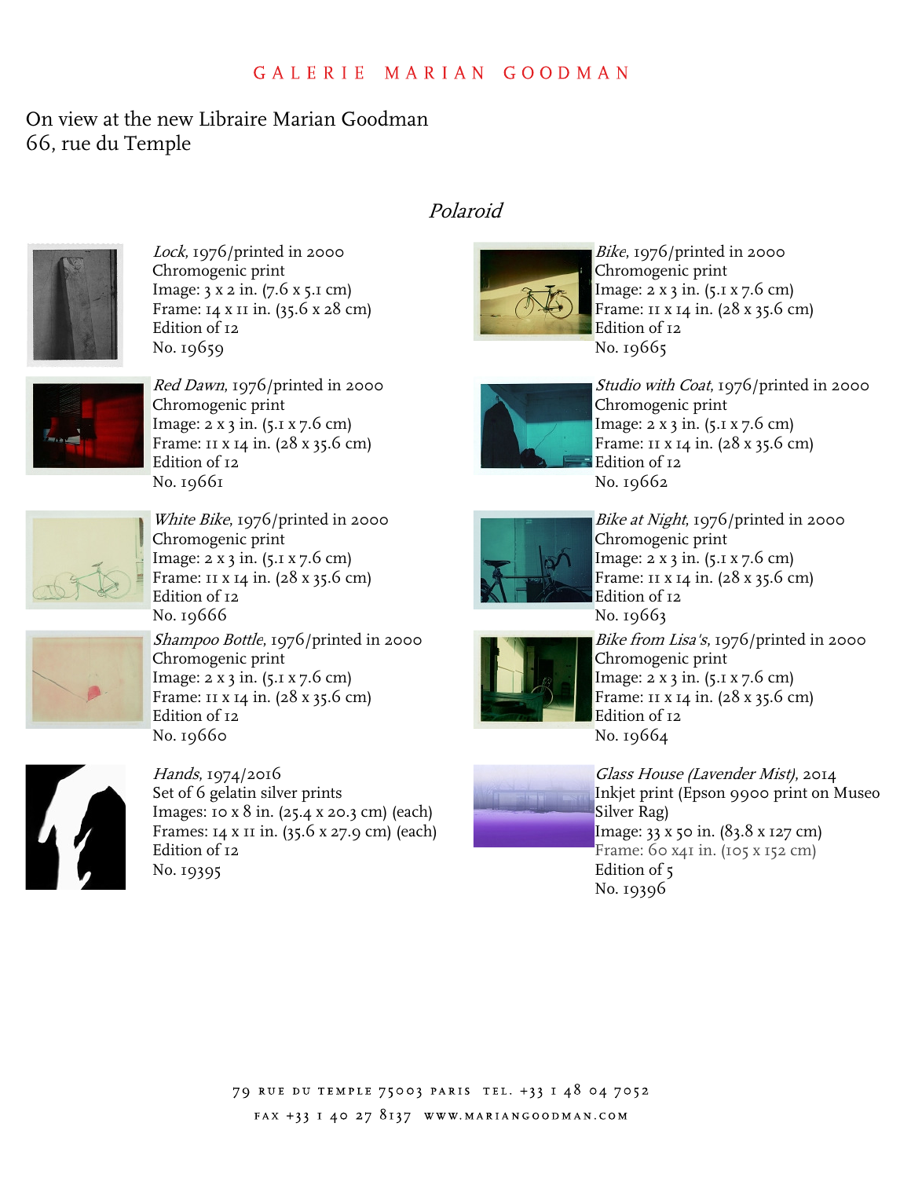GALERIE MARIAN GOODMAN

On view at the new Libraire Marian Goodman
66, rue du Temple

## *Polaroid*

*Lock*, 1976/printed in 2000
Chromogenic print
Image: 3 x 2 in. (7.6 x 5.1 cm)
Frame: 14 x 11 in. (35.6 x 28 cm)
Edition of 12
No. 19659

*Bike*, 1976/printed in 2000
Chromogenic print
Image: 2 x 3 in. (5.1 x 7.6 cm)
Frame: 11 x 14 in. (28 x 35.6 cm)
Edition of 12
No. 19665

*Red Dawn*, 1976/printed in 2000
Chromogenic print
Image: 2 x 3 in. (5.1 x 7.6 cm)
Frame: 11 x 14 in. (28 x 35.6 cm)
Edition of 12
No. 19661

*Studio with Coat*, 1976/printed in 2000
Chromogenic print
Image: 2 x 3 in. (5.1 x 7.6 cm)
Frame: 11 x 14 in. (28 x 35.6 cm)
Edition of 12
No. 19662

*White Bike*, 1976/printed in 2000
Chromogenic print
Image: 2 x 3 in. (5.1 x 7.6 cm)
Frame: 11 x 14 in. (28 x 35.6 cm)
Edition of 12
No. 19666

*Bike at Night*, 1976/printed in 2000
Chromogenic print
Image: 2 x 3 in. (5.1 x 7.6 cm)
Frame: 11 x 14 in. (28 x 35.6 cm)
Edition of 12
No. 19663

*Shampoo Bottle*, 1976/printed in 2000
Chromogenic print
Image: 2 x 3 in. (5.1 x 7.6 cm)
Frame: 11 x 14 in. (28 x 35.6 cm)
Edition of 12
No. 19660

*Bike from Lisa's*, 1976/printed in 2000
Chromogenic print
Image: 2 x 3 in. (5.1 x 7.6 cm)
Frame: 11 x 14 in. (28 x 35.6 cm)
Edition of 12
No. 19664

*Hands*, 1974/2016
Set of 6 gelatin silver prints
Images: 10 x 8 in. (25.4 x 20.3 cm) (each)
Frames: 14 x 11 in. (35.6 x 27.9 cm) (each)
Edition of 12
No. 19395

*Glass House (Lavender Mist)*, 2014
Inkjet print (Epson 9900 print on Museo Silver Rag)
Image: 33 x 50 in. (83.8 x 127 cm)
Frame: 60 x41 in. (105 x 152 cm)
Edition of 5
No. 19396

79 RUE DU TEMPLE 75003 PARIS TEL. +33 1 48 04 7052
FAX +33 1 40 27 8137 WWW.MARIANGOODMAN.COM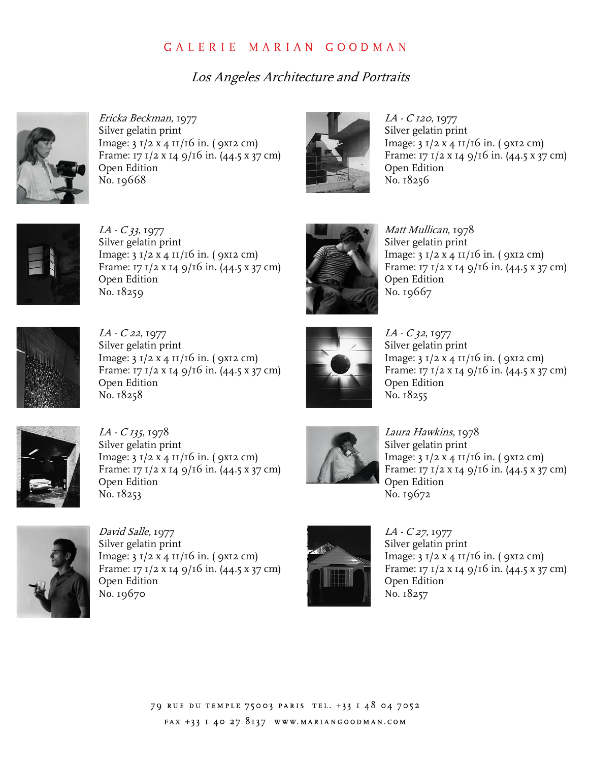GALERIE MARIAN GOODMAN

*Los Angeles Architecture and Portraits*

*Ericka Beckman*, 1977
Silver gelatin print
Image: 3 1/2 x 4 11/16 in. ( 9x12 cm)
Frame: 17 1/2 x 14 9/16 in. (44.5 x 37 cm)
Open Edition
No. 19668

*LA - C 120*, 1977
Silver gelatin print
Image: 3 1/2 x 4 11/16 in. ( 9x12 cm)
Frame: 17 1/2 x 14 9/16 in. (44.5 x 37 cm)
Open Edition
No. 18256

*LA - C 33*, 1977
Silver gelatin print
Image: 3 1/2 x 4 11/16 in. ( 9x12 cm)
Frame: 17 1/2 x 14 9/16 in. (44.5 x 37 cm)
Open Edition
No. 18259

*Matt Mullican*, 1978
Silver gelatin print
Image: 3 1/2 x 4 11/16 in. ( 9x12 cm)
Frame: 17 1/2 x 14 9/16 in. (44.5 x 37 cm)
Open Edition
No. 19667

*LA - C 22*, 1977
Silver gelatin print
Image: 3 1/2 x 4 11/16 in. ( 9x12 cm)
Frame: 17 1/2 x 14 9/16 in. (44.5 x 37 cm)
Open Edition
No. 18258

*LA - C 32*, 1977
Silver gelatin print
Image: 3 1/2 x 4 11/16 in. ( 9x12 cm)
Frame: 17 1/2 x 14 9/16 in. (44.5 x 37 cm)
Open Edition
No. 18255

*LA - C 135*, 1978
Silver gelatin print
Image: 3 1/2 x 4 11/16 in. ( 9x12 cm)
Frame: 17 1/2 x 14 9/16 in. (44.5 x 37 cm)
Open Edition
No. 18253

*Laura Hawkins*, 1978
Silver gelatin print
Image: 3 1/2 x 4 11/16 in. ( 9x12 cm)
Frame: 17 1/2 x 14 9/16 in. (44.5 x 37 cm)
Open Edition
No. 19672

*David Salle*, 1977
Silver gelatin print
Image: 3 1/2 x 4 11/16 in. ( 9x12 cm)
Frame: 17 1/2 x 14 9/16 in. (44.5 x 37 cm)
Open Edition
No. 19670

*LA - C 27*, 1977
Silver gelatin print
Image: 3 1/2 x 4 11/16 in. ( 9x12 cm)
Frame: 17 1/2 x 14 9/16 in. (44.5 x 37 cm)
Open Edition
No. 18257

79 RUE DU TEMPLE 75003 PARIS TEL. +33 1 48 04 7052
FAX +33 1 40 27 8137 WWW.MARIANGOODMAN.COM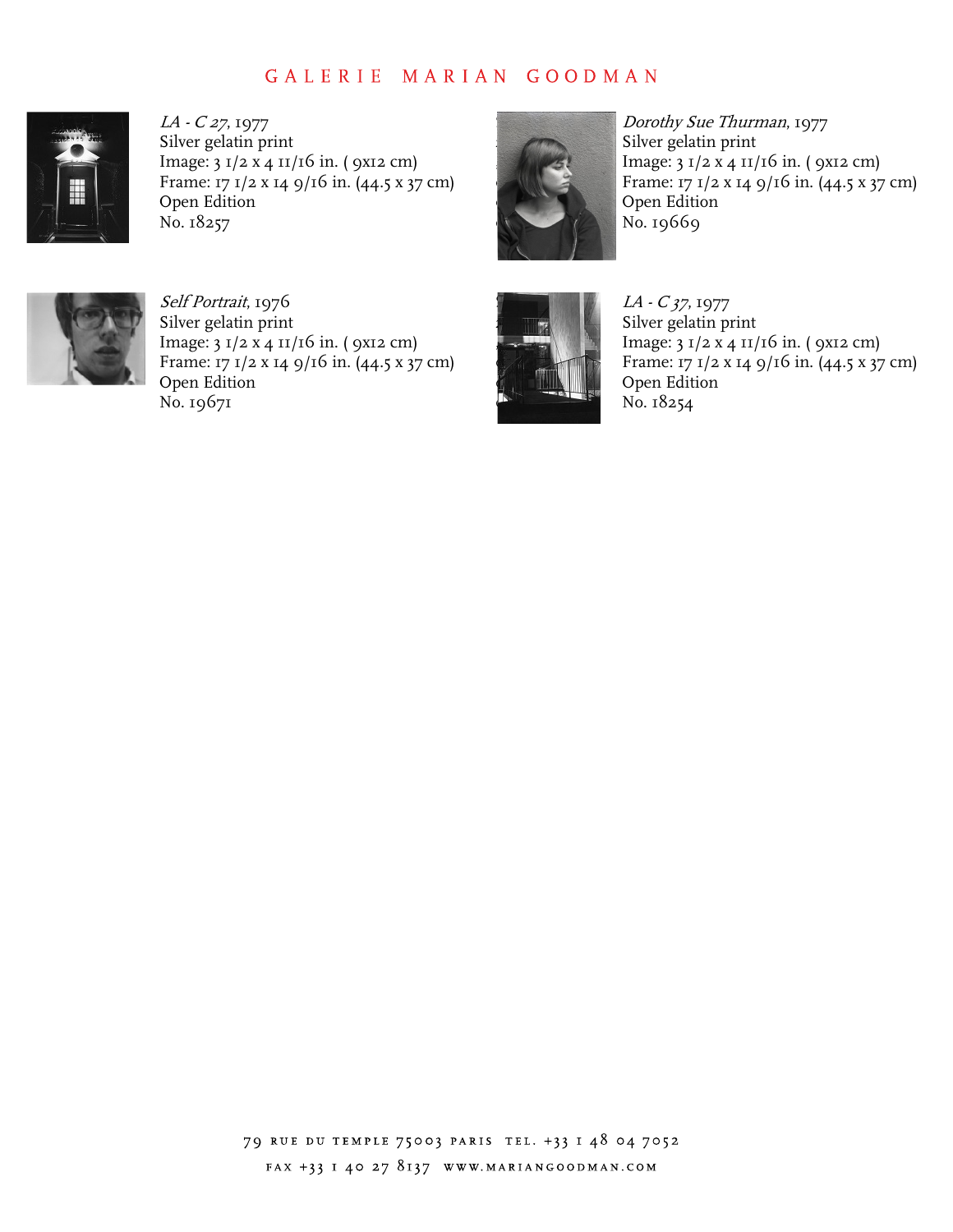# GALERIE MARIAN GOODMAN

*LA - C 27*, 1977
Silver gelatin print
Image: 3 1/2 x 4 11/16 in. ( 9x12 cm)
Frame: 17 1/2 x 14 9/16 in. (44.5 x 37 cm)
Open Edition
No. 18257

*Dorothy Sue Thurman*, 1977
Silver gelatin print
Image: 3 1/2 x 4 11/16 in. ( 9x12 cm)
Frame: 17 1/2 x 14 9/16 in. (44.5 x 37 cm)
Open Edition
No. 19669

*Self Portrait*, 1976
Silver gelatin print
Image: 3 1/2 x 4 11/16 in. ( 9x12 cm)
Frame: 17 1/2 x 14 9/16 in. (44.5 x 37 cm)
Open Edition
No. 19671

*LA - C 37*, 1977
Silver gelatin print
Image: 3 1/2 x 4 11/16 in. ( 9x12 cm)
Frame: 17 1/2 x 14 9/16 in. (44.5 x 37 cm)
Open Edition
No. 18254

79 RUE DU TEMPLE 75003 PARIS TEL. +33 1 48 04 7052
FAX +33 1 40 27 8137 WWW.MARIANGOODMAN.COM